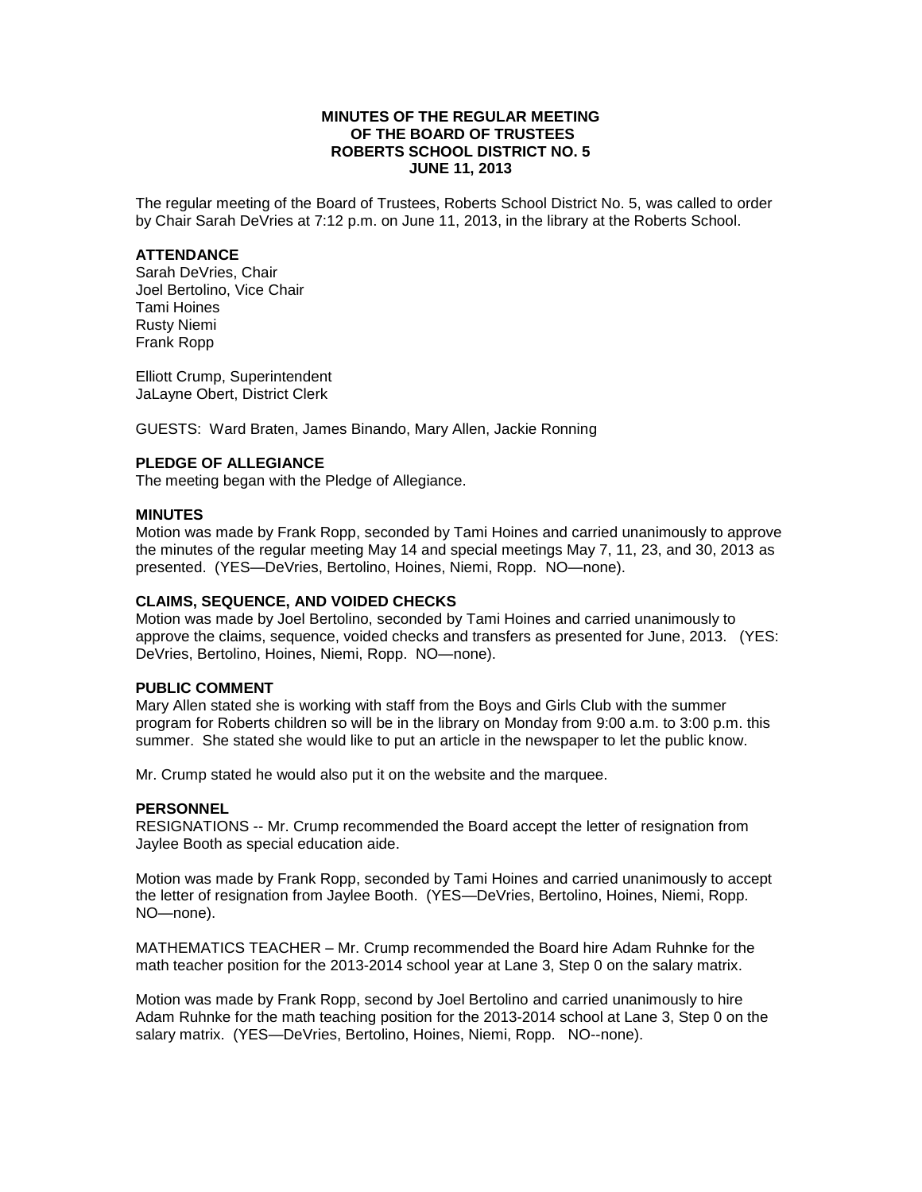# MINUTES OF THE REGULAR MEETING OF THE BOARD OF TRUSTEES ROBERTS SCHOOL DISTRICT NO. 5 JUNE 11, 2013

The regular meeting of the Board of Trustees, Roberts School District No. 5, was called to order by Chair Sarah DeVries at 7:12 p.m. on June 11, 2013, in the library at the Roberts School.

**ATTENDANCE**

Sarah DeVries, Chair
Joel Bertolino, Vice Chair
Tami Hoines
Rusty Niemi
Frank Ropp

Elliott Crump, Superintendent
JaLayne Obert, District Clerk

GUESTS: Ward Braten, James Binando, Mary Allen, Jackie Ronning

**PLEDGE OF ALLEGIANCE**

The meeting began with the Pledge of Allegiance.

**MINUTES**

Motion was made by Frank Ropp, seconded by Tami Hoines and carried unanimously to approve the minutes of the regular meeting May 14 and special meetings May 7, 11, 23, and 30, 2013 as presented. (YES—DeVries, Bertolino, Hoines, Niemi, Ropp. NO—none).

**CLAIMS, SEQUENCE, AND VOIDED CHECKS**

Motion was made by Joel Bertolino, seconded by Tami Hoines and carried unanimously to approve the claims, sequence, voided checks and transfers as presented for June, 2013. (YES: DeVries, Bertolino, Hoines, Niemi, Ropp. NO—none).

**PUBLIC COMMENT**

Mary Allen stated she is working with staff from the Boys and Girls Club with the summer program for Roberts children so will be in the library on Monday from 9:00 a.m. to 3:00 p.m. this summer. She stated she would like to put an article in the newspaper to let the public know.

Mr. Crump stated he would also put it on the website and the marquee.

**PERSONNEL**

RESIGNATIONS -- Mr. Crump recommended the Board accept the letter of resignation from Jaylee Booth as special education aide.

Motion was made by Frank Ropp, seconded by Tami Hoines and carried unanimously to accept the letter of resignation from Jaylee Booth. (YES—DeVries, Bertolino, Hoines, Niemi, Ropp. NO—none).

MATHEMATICS TEACHER – Mr. Crump recommended the Board hire Adam Ruhnke for the math teacher position for the 2013-2014 school year at Lane 3, Step 0 on the salary matrix.

Motion was made by Frank Ropp, second by Joel Bertolino and carried unanimously to hire Adam Ruhnke for the math teaching position for the 2013-2014 school at Lane 3, Step 0 on the salary matrix. (YES—DeVries, Bertolino, Hoines, Niemi, Ropp. NO--none).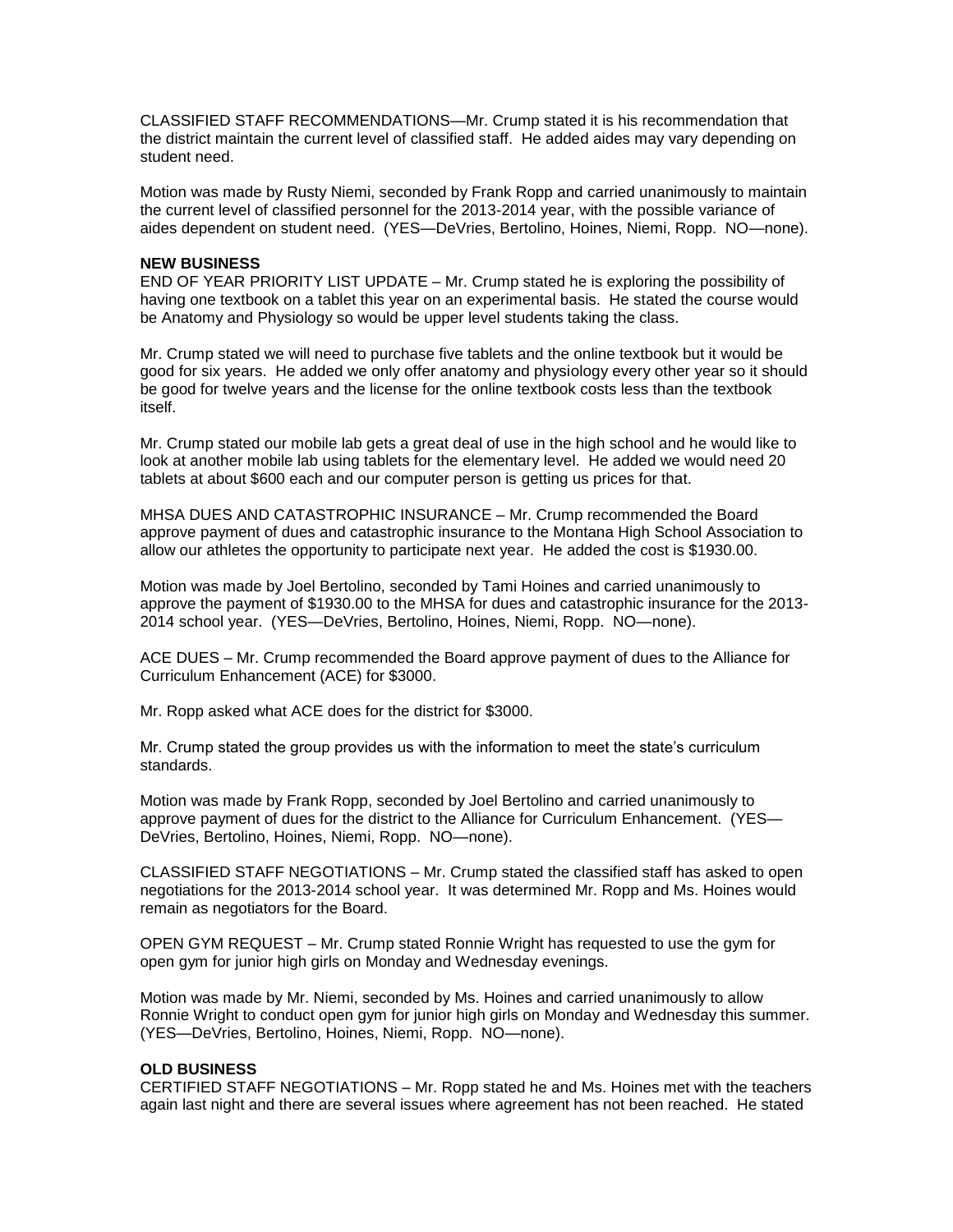CLASSIFIED STAFF RECOMMENDATIONS—Mr. Crump stated it is his recommendation that the district maintain the current level of classified staff. He added aides may vary depending on student need.

Motion was made by Rusty Niemi, seconded by Frank Ropp and carried unanimously to maintain the current level of classified personnel for the 2013-2014 year, with the possible variance of aides dependent on student need. (YES—DeVries, Bertolino, Hoines, Niemi, Ropp. NO—none).

**NEW BUSINESS**

END OF YEAR PRIORITY LIST UPDATE – Mr. Crump stated he is exploring the possibility of having one textbook on a tablet this year on an experimental basis. He stated the course would be Anatomy and Physiology so would be upper level students taking the class.

Mr. Crump stated we will need to purchase five tablets and the online textbook but it would be good for six years. He added we only offer anatomy and physiology every other year so it should be good for twelve years and the license for the online textbook costs less than the textbook itself.

Mr. Crump stated our mobile lab gets a great deal of use in the high school and he would like to look at another mobile lab using tablets for the elementary level. He added we would need 20 tablets at about $600 each and our computer person is getting us prices for that.

MHSA DUES AND CATASTROPHIC INSURANCE – Mr. Crump recommended the Board approve payment of dues and catastrophic insurance to the Montana High School Association to allow our athletes the opportunity to participate next year. He added the cost is $1930.00.

Motion was made by Joel Bertolino, seconded by Tami Hoines and carried unanimously to approve the payment of $1930.00 to the MHSA for dues and catastrophic insurance for the 2013-2014 school year. (YES—DeVries, Bertolino, Hoines, Niemi, Ropp. NO—none).

ACE DUES – Mr. Crump recommended the Board approve payment of dues to the Alliance for Curriculum Enhancement (ACE) for $3000.

Mr. Ropp asked what ACE does for the district for $3000.

Mr. Crump stated the group provides us with the information to meet the state's curriculum standards.

Motion was made by Frank Ropp, seconded by Joel Bertolino and carried unanimously to approve payment of dues for the district to the Alliance for Curriculum Enhancement. (YES—DeVries, Bertolino, Hoines, Niemi, Ropp. NO—none).

CLASSIFIED STAFF NEGOTIATIONS – Mr. Crump stated the classified staff has asked to open negotiations for the 2013-2014 school year. It was determined Mr. Ropp and Ms. Hoines would remain as negotiators for the Board.

OPEN GYM REQUEST – Mr. Crump stated Ronnie Wright has requested to use the gym for open gym for junior high girls on Monday and Wednesday evenings.

Motion was made by Mr. Niemi, seconded by Ms. Hoines and carried unanimously to allow Ronnie Wright to conduct open gym for junior high girls on Monday and Wednesday this summer. (YES—DeVries, Bertolino, Hoines, Niemi, Ropp. NO—none).

**OLD BUSINESS**

CERTIFIED STAFF NEGOTIATIONS – Mr. Ropp stated he and Ms. Hoines met with the teachers again last night and there are several issues where agreement has not been reached. He stated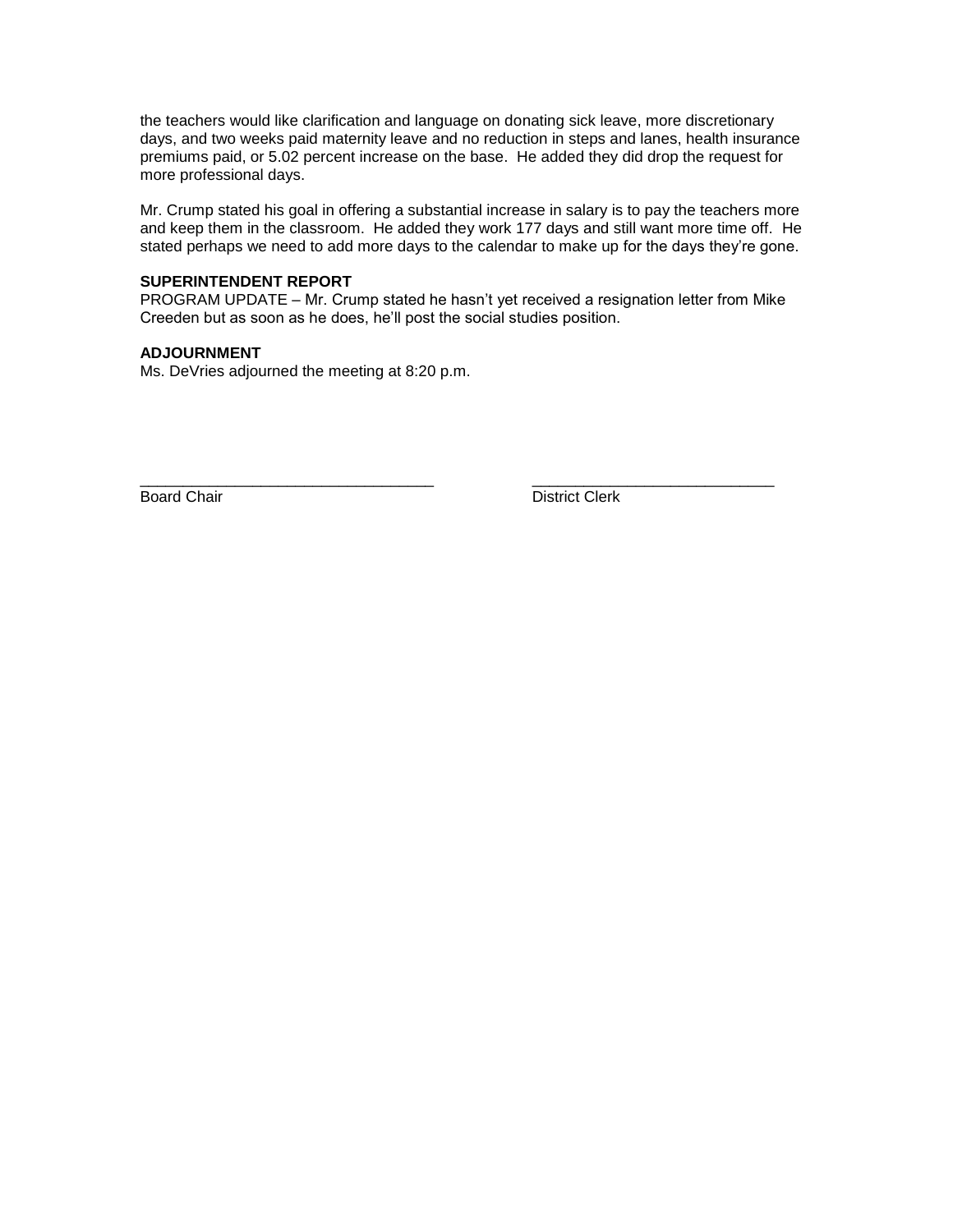the teachers would like clarification and language on donating sick leave, more discretionary days, and two weeks paid maternity leave and no reduction in steps and lanes, health insurance premiums paid, or 5.02 percent increase on the base. He added they did drop the request for more professional days.

Mr. Crump stated his goal in offering a substantial increase in salary is to pay the teachers more and keep them in the classroom. He added they work 177 days and still want more time off. He stated perhaps we need to add more days to the calendar to make up for the days they're gone.

**SUPERINTENDENT REPORT**

PROGRAM UPDATE – Mr. Crump stated he hasn't yet received a resignation letter from Mike Creeden but as soon as he does, he'll post the social studies position.

**ADJOURNMENT**

Ms. DeVries adjourned the meeting at 8:20 p.m.

\_\_\_\_\_\_\_\_\_\_\_\_\_\_\_\_\_\_\_\_\_\_\_\_\_\_\_\_\_\_\_\_\_\_ Board Chair

\_\_\_\_\_\_\_\_\_\_\_\_\_\_\_\_\_\_\_\_\_\_\_\_\_\_\_\_\_\_ District Clerk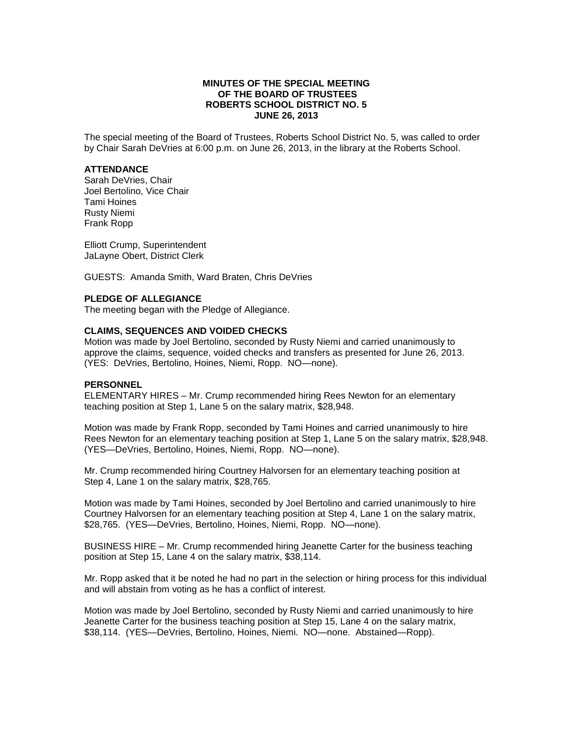# MINUTES OF THE SPECIAL MEETING
# OF THE BOARD OF TRUSTEES
# ROBERTS SCHOOL DISTRICT NO. 5
# JUNE 26, 2013

The special meeting of the Board of Trustees, Roberts School District No. 5, was called to order by Chair Sarah DeVries at 6:00 p.m. on June 26, 2013, in the library at the Roberts School.

**ATTENDANCE**
Sarah DeVries, Chair
Joel Bertolino, Vice Chair
Tami Hoines
Rusty Niemi
Frank Ropp

Elliott Crump, Superintendent
JaLayne Obert, District Clerk

GUESTS: Amanda Smith, Ward Braten, Chris DeVries

**PLEDGE OF ALLEGIANCE**
The meeting began with the Pledge of Allegiance.

**CLAIMS, SEQUENCES AND VOIDED CHECKS**
Motion was made by Joel Bertolino, seconded by Rusty Niemi and carried unanimously to approve the claims, sequence, voided checks and transfers as presented for June 26, 2013. (YES: DeVries, Bertolino, Hoines, Niemi, Ropp. NO—none).

**PERSONNEL**
ELEMENTARY HIRES – Mr. Crump recommended hiring Rees Newton for an elementary teaching position at Step 1, Lane 5 on the salary matrix, $28,948.

Motion was made by Frank Ropp, seconded by Tami Hoines and carried unanimously to hire Rees Newton for an elementary teaching position at Step 1, Lane 5 on the salary matrix, $28,948. (YES—DeVries, Bertolino, Hoines, Niemi, Ropp. NO—none).

Mr. Crump recommended hiring Courtney Halvorsen for an elementary teaching position at Step 4, Lane 1 on the salary matrix, $28,765.

Motion was made by Tami Hoines, seconded by Joel Bertolino and carried unanimously to hire Courtney Halvorsen for an elementary teaching position at Step 4, Lane 1 on the salary matrix, $28,765. (YES—DeVries, Bertolino, Hoines, Niemi, Ropp. NO—none).

BUSINESS HIRE – Mr. Crump recommended hiring Jeanette Carter for the business teaching position at Step 15, Lane 4 on the salary matrix, $38,114.

Mr. Ropp asked that it be noted he had no part in the selection or hiring process for this individual and will abstain from voting as he has a conflict of interest.

Motion was made by Joel Bertolino, seconded by Rusty Niemi and carried unanimously to hire Jeanette Carter for the business teaching position at Step 15, Lane 4 on the salary matrix, $38,114. (YES—DeVries, Bertolino, Hoines, Niemi. NO—none. Abstained—Ropp).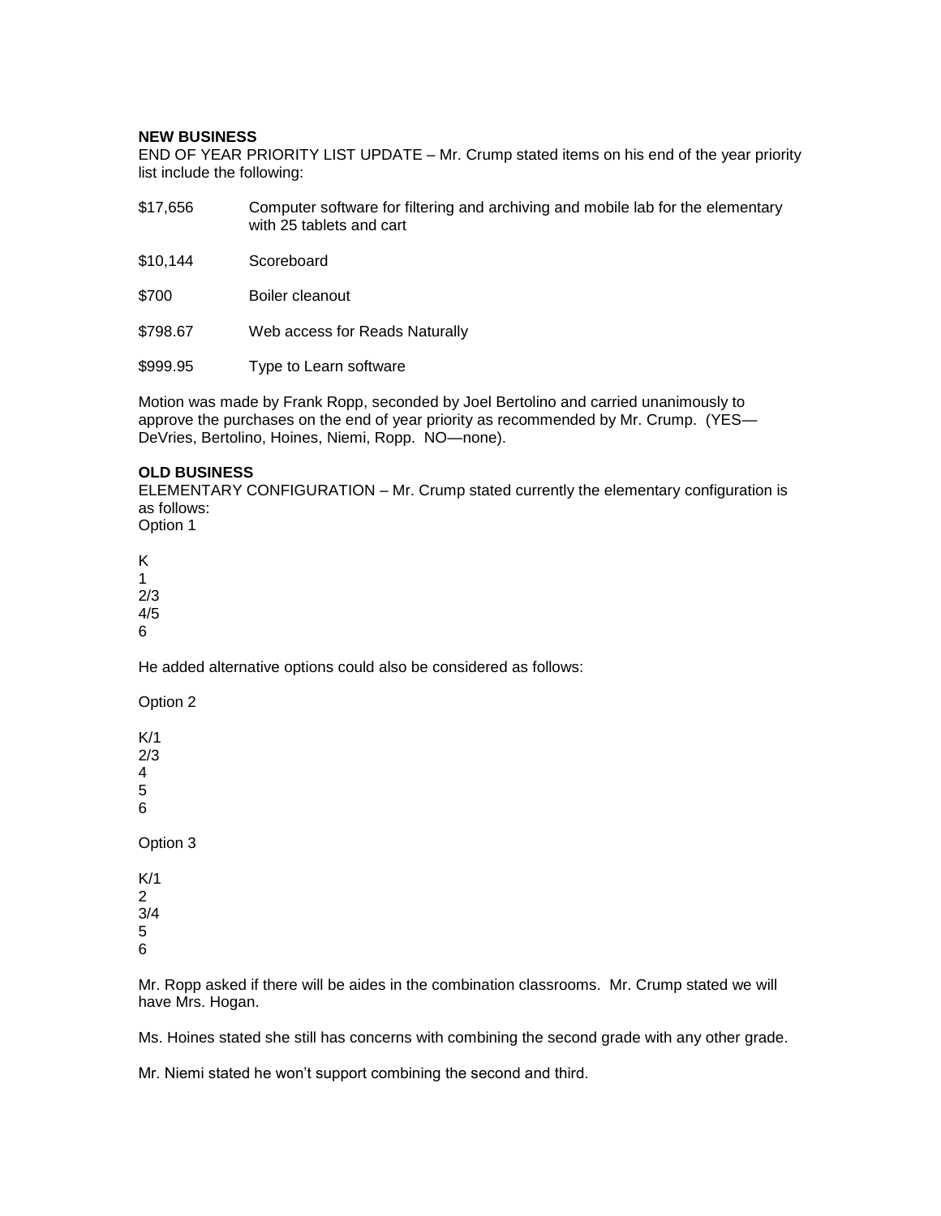**NEW BUSINESS**

END OF YEAR PRIORITY LIST UPDATE – Mr. Crump stated items on his end of the year priority list include the following:

| | |
|---|---|
| $17,656 | Computer software for filtering and archiving and mobile lab for the elementary with 25 tablets and cart |
| $10,144 | Scoreboard |
| $700 | Boiler cleanout |
| $798.67 | Web access for Reads Naturally |
| $999.95 | Type to Learn software |

Motion was made by Frank Ropp, seconded by Joel Bertolino and carried unanimously to approve the purchases on the end of year priority as recommended by Mr. Crump. (YES—DeVries, Bertolino, Hoines, Niemi, Ropp. NO—none).

**OLD BUSINESS**

ELEMENTARY CONFIGURATION – Mr. Crump stated currently the elementary configuration is as follows:

Option 1

K
1
2/3
4/5
6

He added alternative options could also be considered as follows:

Option 2

K/1
2/3
4
5
6

Option 3

K/1
2
3/4
5
6

Mr. Ropp asked if there will be aides in the combination classrooms. Mr. Crump stated we will have Mrs. Hogan.

Ms. Hoines stated she still has concerns with combining the second grade with any other grade.

Mr. Niemi stated he won't support combining the second and third.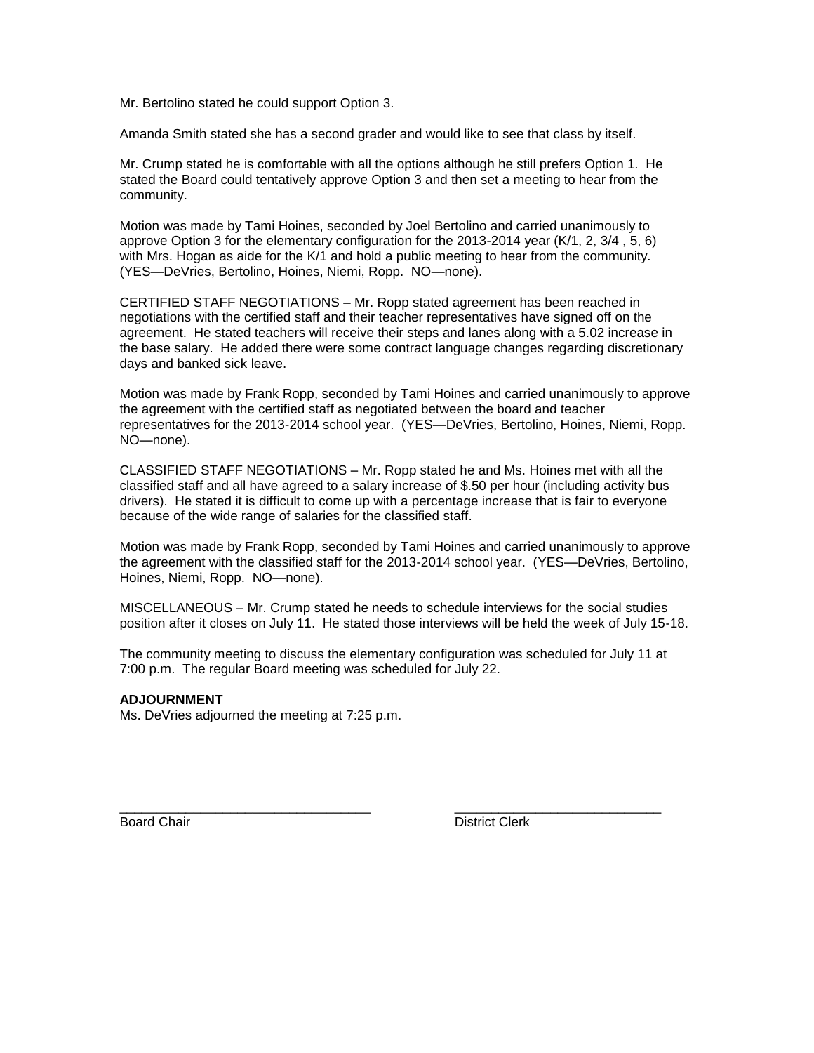Mr. Bertolino stated he could support Option 3.

Amanda Smith stated she has a second grader and would like to see that class by itself.

Mr. Crump stated he is comfortable with all the options although he still prefers Option 1. He stated the Board could tentatively approve Option 3 and then set a meeting to hear from the community.

Motion was made by Tami Hoines, seconded by Joel Bertolino and carried unanimously to approve Option 3 for the elementary configuration for the 2013-2014 year (K/1, 2, 3/4 , 5, 6) with Mrs. Hogan as aide for the K/1 and hold a public meeting to hear from the community. (YES—DeVries, Bertolino, Hoines, Niemi, Ropp. NO—none).

CERTIFIED STAFF NEGOTIATIONS – Mr. Ropp stated agreement has been reached in negotiations with the certified staff and their teacher representatives have signed off on the agreement. He stated teachers will receive their steps and lanes along with a 5.02 increase in the base salary. He added there were some contract language changes regarding discretionary days and banked sick leave.

Motion was made by Frank Ropp, seconded by Tami Hoines and carried unanimously to approve the agreement with the certified staff as negotiated between the board and teacher representatives for the 2013-2014 school year. (YES—DeVries, Bertolino, Hoines, Niemi, Ropp. NO—none).

CLASSIFIED STAFF NEGOTIATIONS – Mr. Ropp stated he and Ms. Hoines met with all the classified staff and all have agreed to a salary increase of $.50 per hour (including activity bus drivers). He stated it is difficult to come up with a percentage increase that is fair to everyone because of the wide range of salaries for the classified staff.

Motion was made by Frank Ropp, seconded by Tami Hoines and carried unanimously to approve the agreement with the classified staff for the 2013-2014 school year. (YES—DeVries, Bertolino, Hoines, Niemi, Ropp. NO—none).

MISCELLANEOUS – Mr. Crump stated he needs to schedule interviews for the social studies position after it closes on July 11. He stated those interviews will be held the week of July 15-18.

The community meeting to discuss the elementary configuration was scheduled for July 11 at 7:00 p.m. The regular Board meeting was scheduled for July 22.

**ADJOURNMENT**
Ms. DeVries adjourned the meeting at 7:25 p.m.

\_\_\_\_\_\_\_\_\_\_\_\_\_\_\_\_\_\_\_\_\_\_\_\_\_\_\_\_\_\_\_\_\_\_ \_\_\_\_\_\_\_\_\_\_\_\_\_\_\_\_\_\_\_\_\_\_\_\_\_\_\_\_\_\_

Board Chair District Clerk